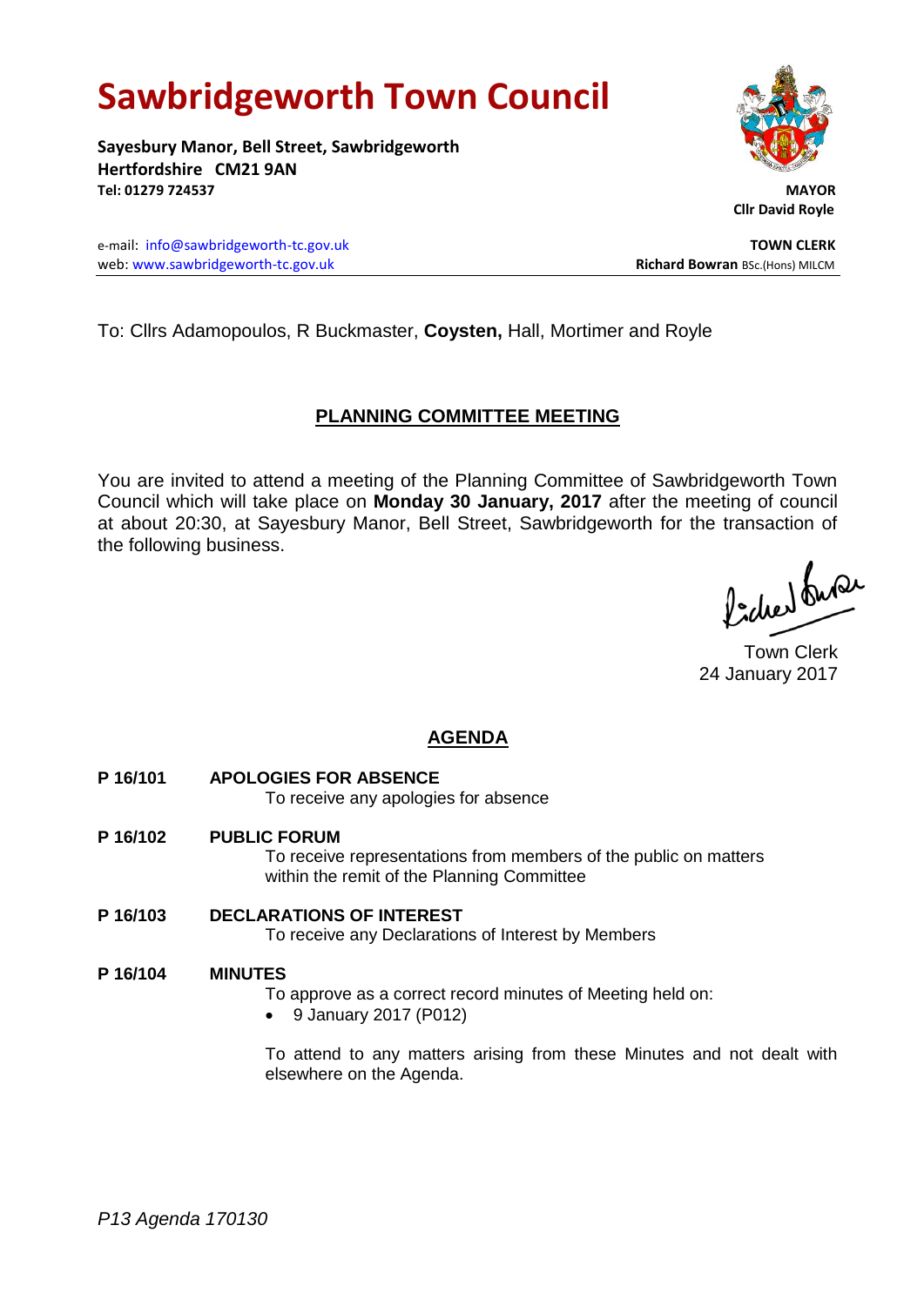# Sawbridgeworth Town Council

**Sayesbury Manor, Bell Street, Sawbridgeworth**
**Hertfordshire CM21 9AN**
**Tel: 01279 724537**

**MAYOR**
**Cllr David Royle**

e-mail: info@sawbridgeworth-tc.gov.uk
web: www.sawbridgeworth-tc.gov.uk

**TOWN CLERK**
**Richard Bowran** BSc.(Hons) MILCM

To: Cllrs Adamopoulos, R Buckmaster, **Coysten,** Hall, Mortimer and Royle

## PLANNING COMMITTEE MEETING

You are invited to attend a meeting of the Planning Committee of Sawbridgeworth Town Council which will take place on **Monday 30 January, 2017** after the meeting of council at about 20:30, at Sayesbury Manor, Bell Street, Sawbridgeworth for the transaction of the following business.

Town Clerk
24 January 2017

## AGENDA

**P 16/101 APOLOGIES FOR ABSENCE**
To receive any apologies for absence

**P 16/102 PUBLIC FORUM**
To receive representations from members of the public on matters within the remit of the Planning Committee

**P 16/103 DECLARATIONS OF INTEREST**
To receive any Declarations of Interest by Members

**P 16/104 MINUTES**
To approve as a correct record minutes of Meeting held on:

- 9 January 2017 (P012)

To attend to any matters arising from these Minutes and not dealt with elsewhere on the Agenda.

*P13 Agenda 170130*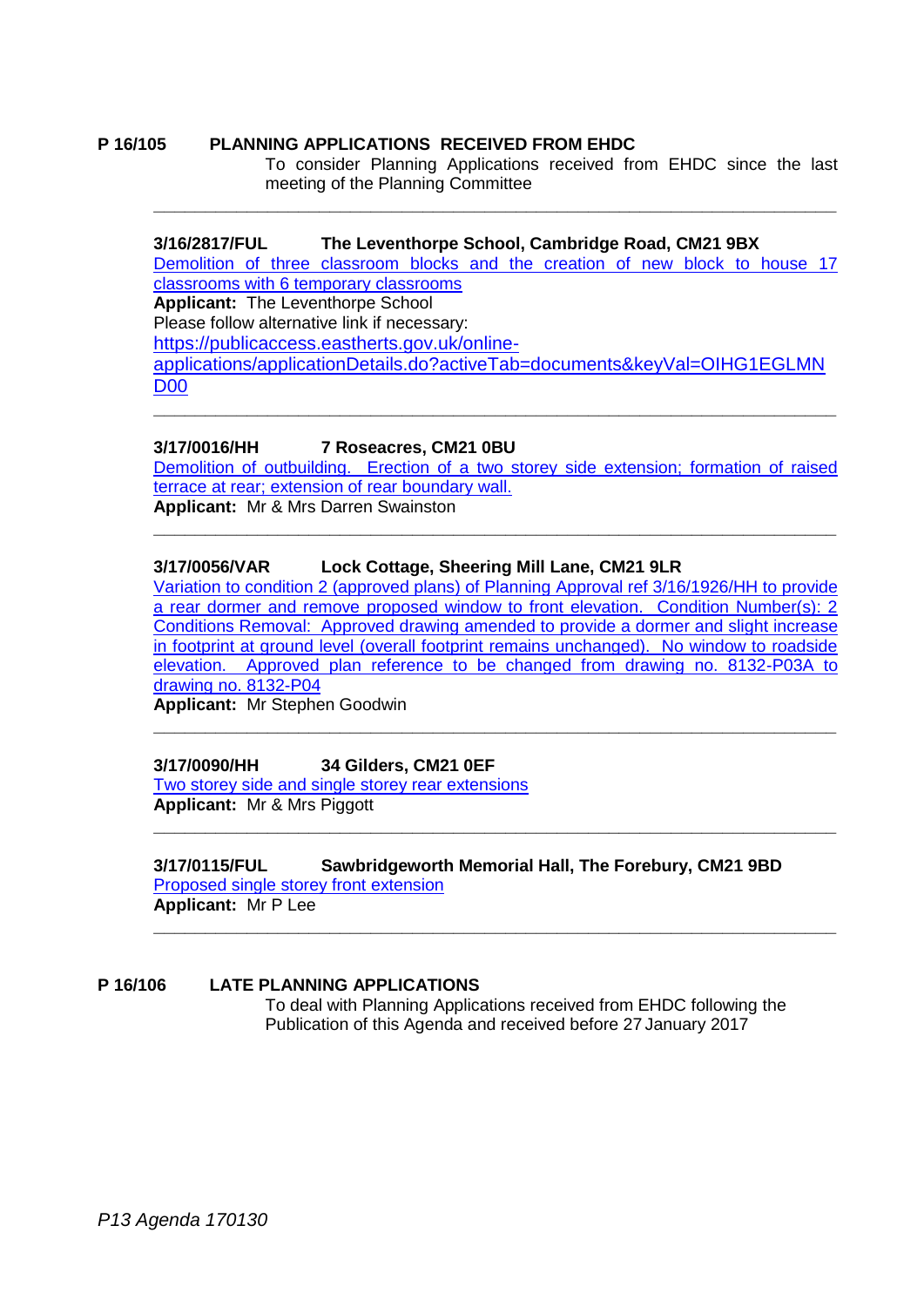**P 16/105 PLANNING APPLICATIONS RECEIVED FROM EHDC**

To consider Planning Applications received from EHDC since the last meeting of the Planning Committee

---

**3/16/2817/FUL The Leventhorpe School, Cambridge Road, CM21 9BX**

Demolition of three classroom blocks and the creation of new block to house 17 classrooms with 6 temporary classrooms

**Applicant:** The Leventhorpe School

Please follow alternative link if necessary:

https://publicaccess.eastherts.gov.uk/online-applications/applicationDetails.do?activeTab=documents&keyVal=OIHG1EGLMND00

---

**3/17/0016/HH 7 Roseacres, CM21 0BU**

Demolition of outbuilding. Erection of a two storey side extension; formation of raised terrace at rear; extension of rear boundary wall.

**Applicant:** Mr & Mrs Darren Swainston

---

**3/17/0056/VAR Lock Cottage, Sheering Mill Lane, CM21 9LR**

Variation to condition 2 (approved plans) of Planning Approval ref 3/16/1926/HH to provide a rear dormer and remove proposed window to front elevation. Condition Number(s): 2 Conditions Removal: Approved drawing amended to provide a dormer and slight increase in footprint at ground level (overall footprint remains unchanged). No window to roadside elevation. Approved plan reference to be changed from drawing no. 8132-P03A to drawing no. 8132-P04

**Applicant:** Mr Stephen Goodwin

---

**3/17/0090/HH 34 Gilders, CM21 0EF**

Two storey side and single storey rear extensions

**Applicant:** Mr & Mrs Piggott

---

**3/17/0115/FUL Sawbridgeworth Memorial Hall, The Forebury, CM21 9BD**

Proposed single storey front extension

**Applicant:** Mr P Lee

---

**P 16/106 LATE PLANNING APPLICATIONS**

To deal with Planning Applications received from EHDC following the Publication of this Agenda and received before 27 January 2017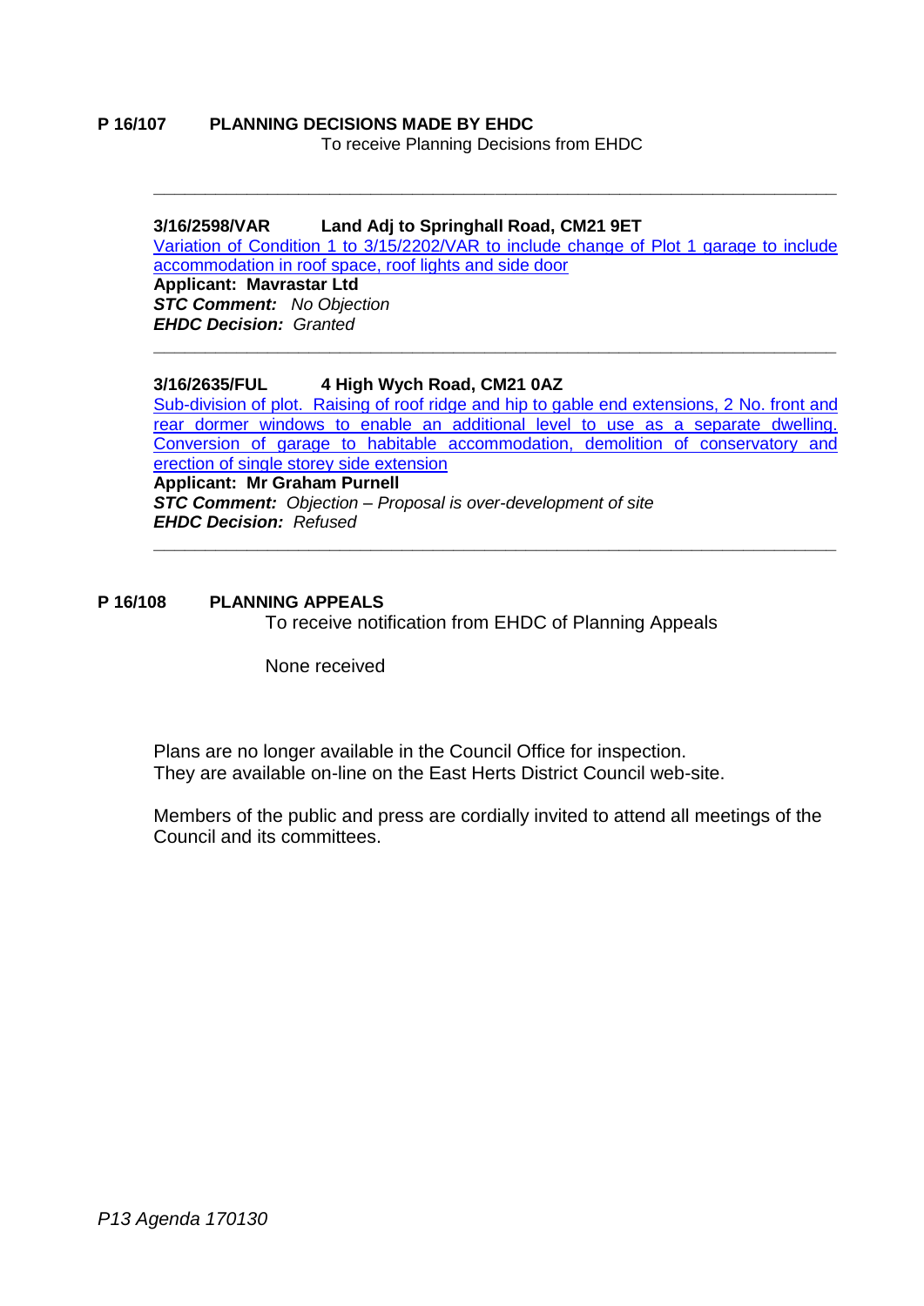**P 16/107 PLANNING DECISIONS MADE BY EHDC**

To receive Planning Decisions from EHDC

---

**3/16/2598/VAR Land Adj to Springhall Road, CM21 9ET**

Variation of Condition 1 to 3/15/2202/VAR to include change of Plot 1 garage to include accommodation in roof space, roof lights and side door

**Applicant: Mavrastar Ltd**

***STC Comment:*** *No Objection*

***EHDC Decision:*** *Granted*

---

**3/16/2635/FUL 4 High Wych Road, CM21 0AZ**

Sub-division of plot. Raising of roof ridge and hip to gable end extensions, 2 No. front and rear dormer windows to enable an additional level to use as a separate dwelling. Conversion of garage to habitable accommodation, demolition of conservatory and erection of single storey side extension

**Applicant: Mr Graham Purnell**

***STC Comment:*** *Objection – Proposal is over-development of site*

***EHDC Decision:*** *Refused*

---

**P 16/108 PLANNING APPEALS**

To receive notification from EHDC of Planning Appeals

None received

Plans are no longer available in the Council Office for inspection.
They are available on-line on the East Herts District Council web-site.

Members of the public and press are cordially invited to attend all meetings of the Council and its committees.